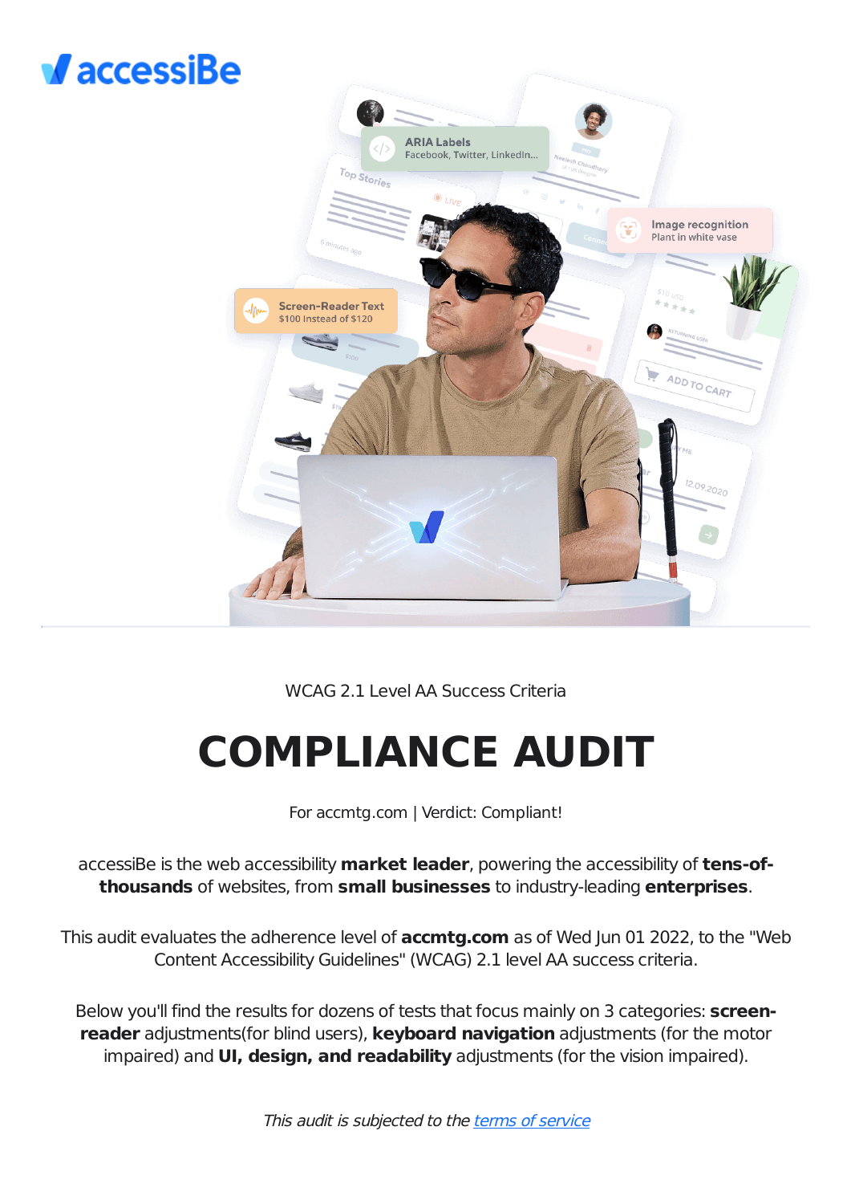accessiBe

WCAG 2.1 Level AA Success Criteria

# COMPLIANCE AUDIT

For accmtg.com | Verdict: Compliant!

accessiBe is the web accessibility **market leader**, powering the accessibility of **tens-of-thousands** of websites, from **small businesses** to industry-leading **enterprises**.

This audit evaluates the adherence level of **accmtg.com** as of Wed Jun 01 2022, to the "Web Content Accessibility Guidelines" (WCAG) 2.1 level AA success criteria.

Below you'll find the results for dozens of tests that focus mainly on 3 categories: **screen-reader** adjustments(for blind users), **keyboard navigation** adjustments (for the motor impaired) and **UI, design, and readability** adjustments (for the vision impaired).

*This audit is subjected to the [terms of service]*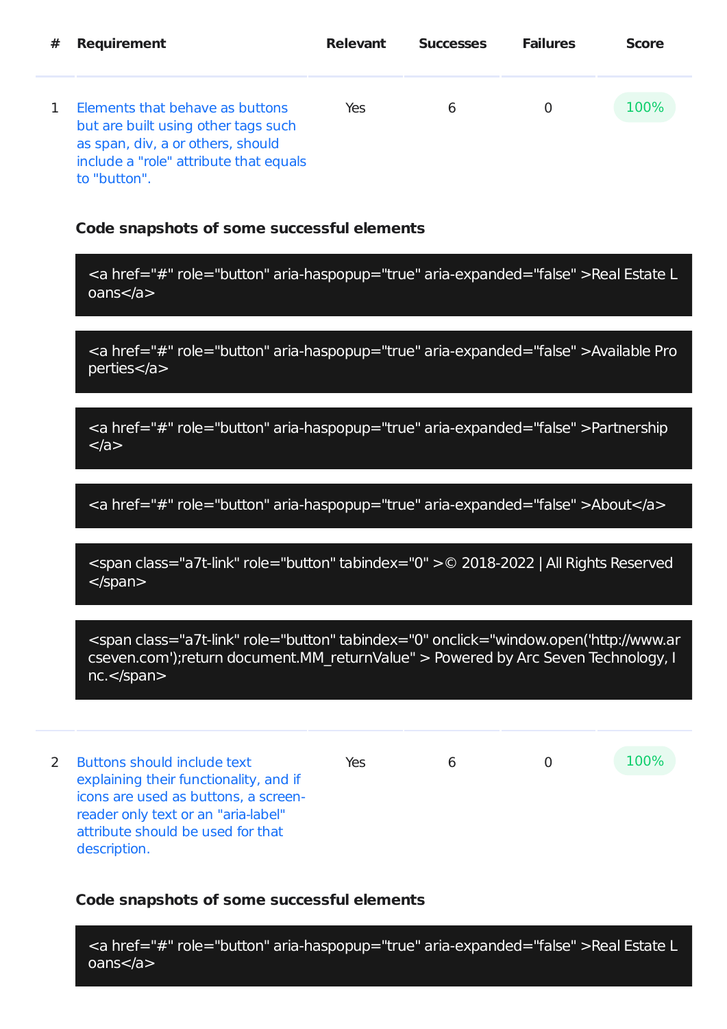| # | Requirement | Relevant | Successes | Failures | Score |
|---|---|---|---|---|---|
| 1 | Elements that behave as buttons but are built using other tags such as span, div, a or others, should include a "role" attribute that equals to "button". | Yes | 6 | 0 | 100% |

**Code snapshots of some successful elements**

```
<a href="#" role="button" aria-haspopup="true" aria-expanded="false" >Real Estate Loans</a>
```

```
<a href="#" role="button" aria-haspopup="true" aria-expanded="false" >Available Properties</a>
```

```
<a href="#" role="button" aria-haspopup="true" aria-expanded="false" >Partnership</a>
```

```
<a href="#" role="button" aria-haspopup="true" aria-expanded="false" >About</a>
```

```
<span class="a7t-link" role="button" tabindex="0" >© 2018-2022 | All Rights Reserved</span>
```

```
<span class="a7t-link" role="button" tabindex="0" onclick="window.open('http://www.arcseven.com');return document.MM_returnValue" > Powered by Arc Seven Technology, Inc.</span>
```

| # | Requirement | Relevant | Successes | Failures | Score |
|---|---|---|---|---|---|
| 2 | Buttons should include text explaining their functionality, and if icons are used as buttons, a screen-reader only text or an "aria-label" attribute should be used for that description. | Yes | 6 | 0 | 100% |

**Code snapshots of some successful elements**

```
<a href="#" role="button" aria-haspopup="true" aria-expanded="false" >Real Estate Loans</a>
```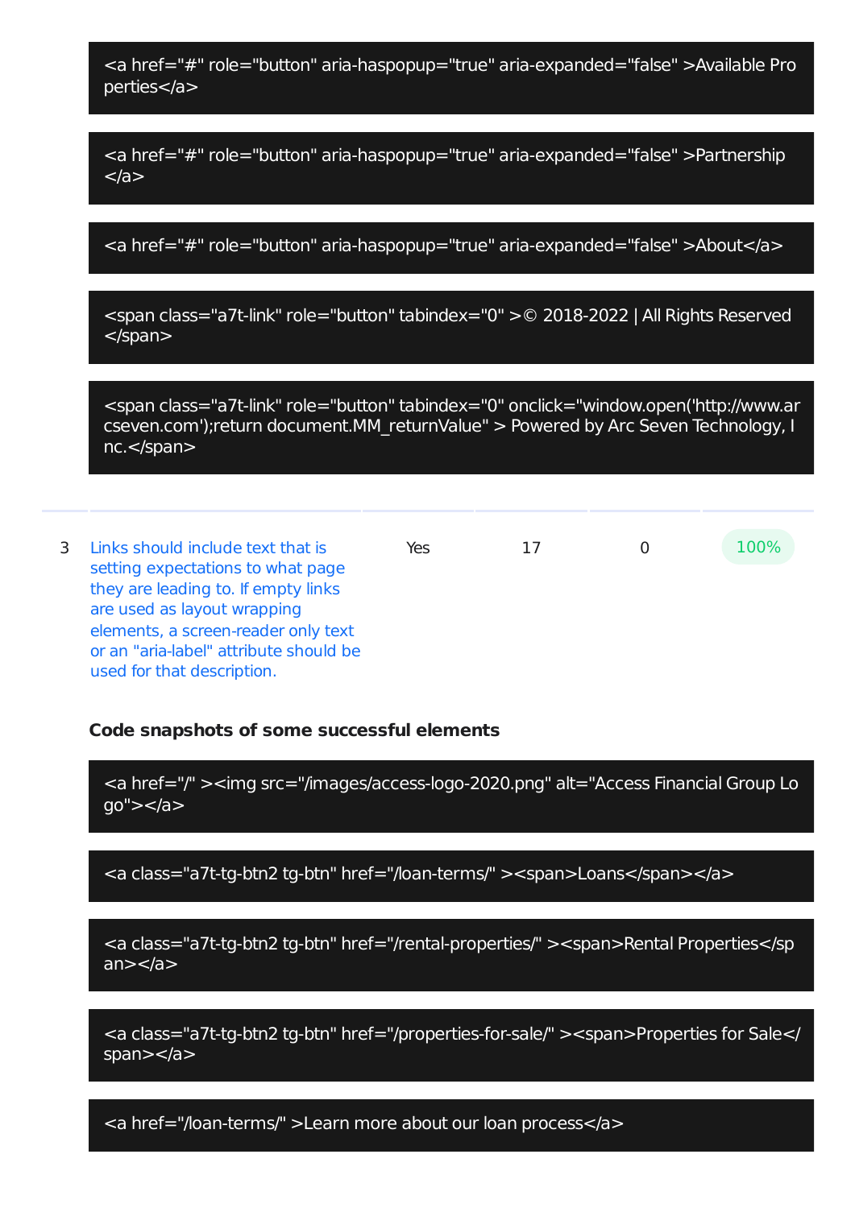```
<a href="#" role="button" aria-haspopup="true" aria-expanded="false" >Available Properties</a>
```

```
<a href="#" role="button" aria-haspopup="true" aria-expanded="false" >Partnership</a>
```

```
<a href="#" role="button" aria-haspopup="true" aria-expanded="false" >About</a>
```

```
<span class="a7t-link" role="button" tabindex="0" >© 2018-2022 | All Rights Reserved</span>
```

```
<span class="a7t-link" role="button" tabindex="0" onclick="window.open('http://www.arcseven.com');return document.MM_returnValue" > Powered by Arc Seven Technology, Inc.</span>
```

| | | | | | |
|---|---|---|---|---|---|
| 3 | Links should include text that is setting expectations to what page they are leading to. If empty links are used as layout wrapping elements, a screen-reader only text or an "aria-label" attribute should be used for that description. | Yes | 17 | 0 | 100% |

**Code snapshots of some successful elements**

```
<a href="/" ><img src="/images/access-logo-2020.png" alt="Access Financial Group Logo"></a>
```

```
<a class="a7t-tg-btn2 tg-btn" href="/loan-terms/" ><span>Loans</span></a>
```

```
<a class="a7t-tg-btn2 tg-btn" href="/rental-properties/" ><span>Rental Properties</span></a>
```

```
<a class="a7t-tg-btn2 tg-btn" href="/properties-for-sale/" ><span>Properties for Sale</span></a>
```

```
<a href="/loan-terms/" >Learn more about our loan process</a>
```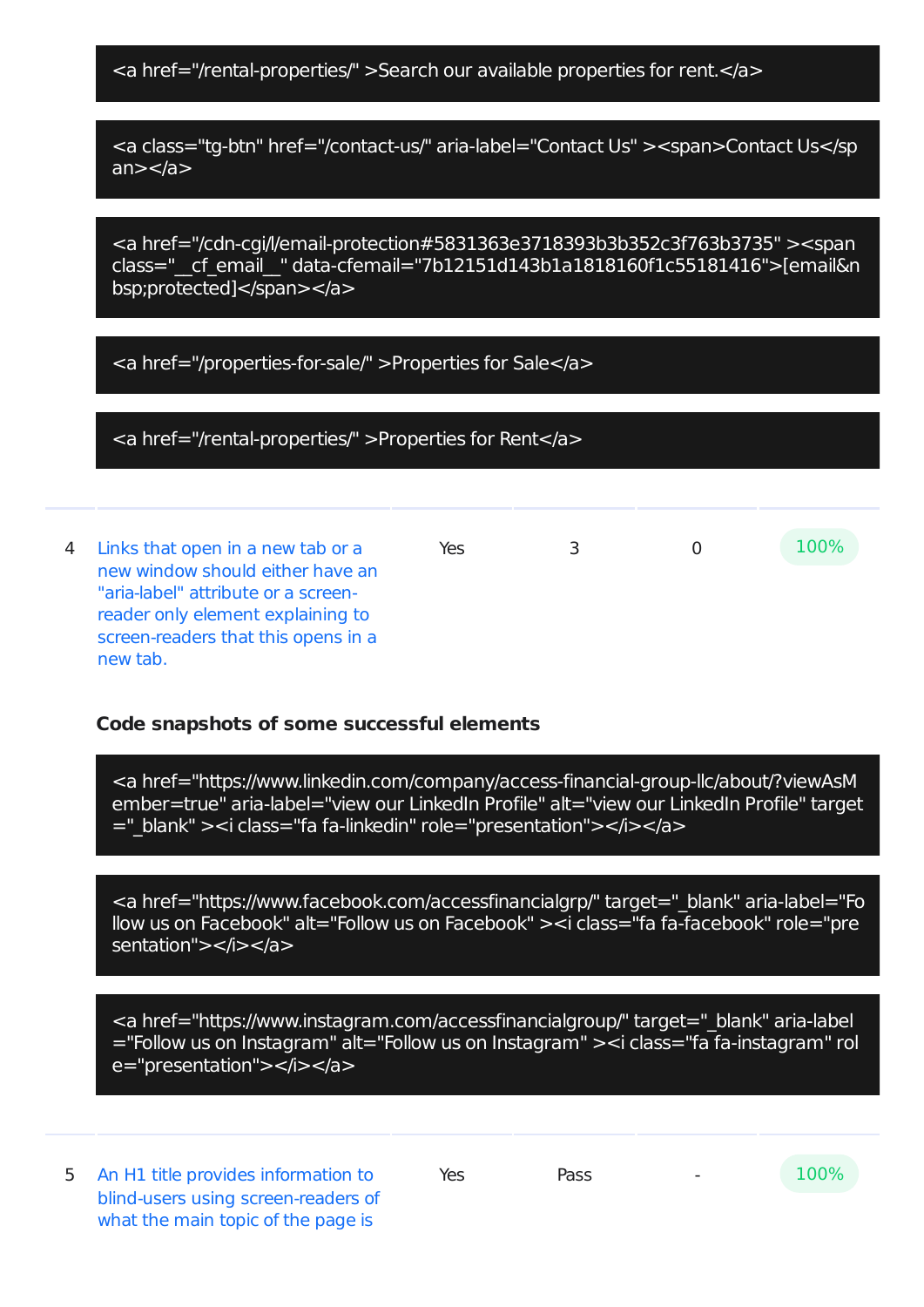```
<a href="/rental-properties/" >Search our available properties for rent.</a>
```

```
<a class="tg-btn" href="/contact-us/" aria-label="Contact Us" ><span>Contact Us</span></a>
```

```
<a href="/cdn-cgi/l/email-protection#5831363e3718393b3b352c3f763b3735" ><span class="__cf_email__" data-cfemail="7b12151d143b1a1818160f1c55181416">[email&nbsp;protected]</span></a>
```

```
<a href="/properties-for-sale/" >Properties for Sale</a>
```

```
<a href="/rental-properties/" >Properties for Rent</a>
```

| | | | | | |
|---|---|---|---|---|---|
| 4 | Links that open in a new tab or a new window should either have an "aria-label" attribute or a screen-reader only element explaining to screen-readers that this opens in a new tab. | Yes | 3 | 0 | 100% |

**Code snapshots of some successful elements**

```
<a href="https://www.linkedin.com/company/access-financial-group-llc/about/?viewAsMember=true" aria-label="view our LinkedIn Profile" alt="view our LinkedIn Profile" target="_blank" ><i class="fa fa-linkedin" role="presentation"></i></a>
```

```
<a href="https://www.facebook.com/accessfinancialgrp/" target="_blank" aria-label="Follow us on Facebook" alt="Follow us on Facebook" ><i class="fa fa-facebook" role="presentation"></i></a>
```

```
<a href="https://www.instagram.com/accessfinancialgroup/" target="_blank" aria-label="Follow us on Instagram" alt="Follow us on Instagram" ><i class="fa fa-instagram" role="presentation"></i></a>
```

| | | | | | |
|---|---|---|---|---|---|
| 5 | An H1 title provides information to blind-users using screen-readers of what the main topic of the page is | Yes | Pass | - | 100% |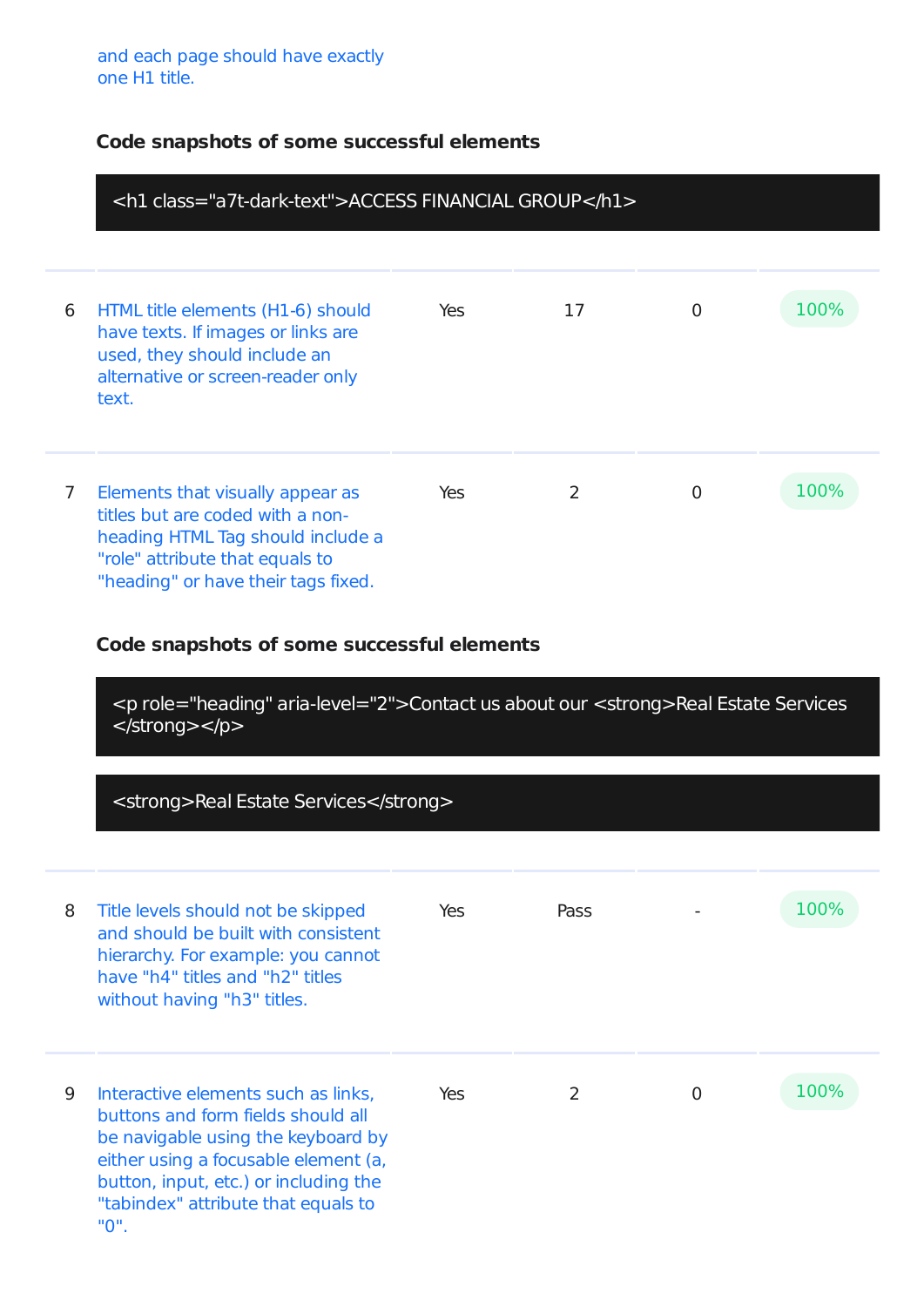and each page should have exactly one H1 title.

**Code snapshots of some successful elements**

```
<h1 class="a7t-dark-text">ACCESS FINANCIAL GROUP</h1>
```

| 6 | HTML title elements (H1-6) should have texts. If images or links are used, they should include an alternative or screen-reader only text. | Yes | 17 | 0 | 100% |
|---|---|---|---|---|---|
| 7 | Elements that visually appear as titles but are coded with a non-heading HTML Tag should include a "role" attribute that equals to "heading" or have their tags fixed. | Yes | 2 | 0 | 100% |

**Code snapshots of some successful elements**

```
<p role="heading" aria-level="2">Contact us about our <strong>Real Estate Services
</strong></p>
```

```
<strong>Real Estate Services</strong>
```

| 8 | Title levels should not be skipped and should be built with consistent hierarchy. For example: you cannot have "h4" titles and "h2" titles without having "h3" titles. | Yes | Pass | - | 100% |
|---|---|---|---|---|---|
| 9 | Interactive elements such as links, buttons and form fields should all be navigable using the keyboard by either using a focusable element (a, button, input, etc.) or including the "tabindex" attribute that equals to "0". | Yes | 2 | 0 | 100% |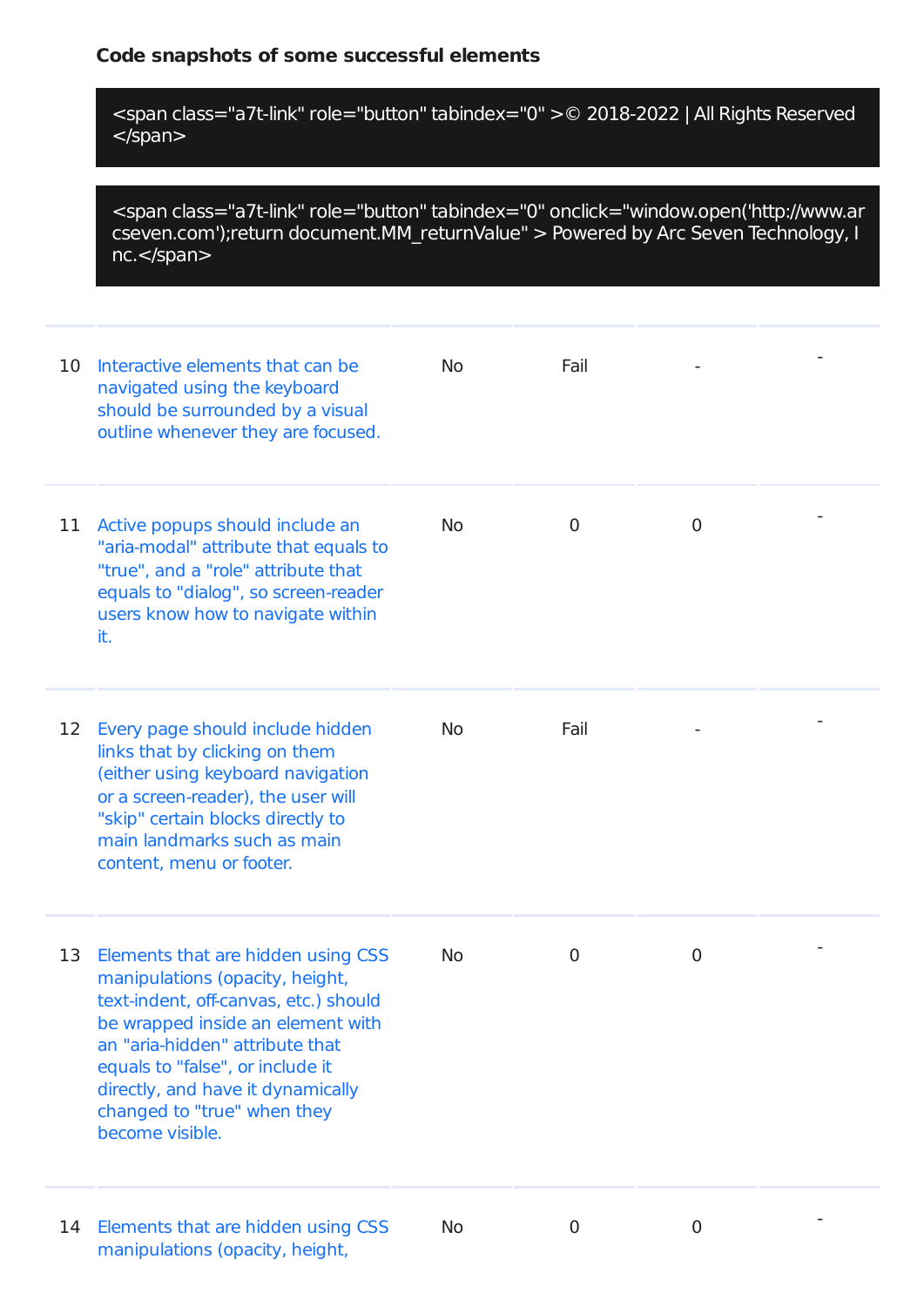**Code snapshots of some successful elements**

```
<span class="a7t-link" role="button" tabindex="0" >© 2018-2022 | All Rights Reserved </span>
```

```
<span class="a7t-link" role="button" tabindex="0" onclick="window.open('http://www.arcseven.com');return document.MM_returnValue" > Powered by Arc Seven Technology, Inc.</span>
```

| | | | | | |
|---|---|---|---|---|---|
| 10 | Interactive elements that can be navigated using the keyboard should be surrounded by a visual outline whenever they are focused. | No | Fail | - | - |
| 11 | Active popups should include an "aria-modal" attribute that equals to "true", and a "role" attribute that equals to "dialog", so screen-reader users know how to navigate within it. | No | 0 | 0 | - |
| 12 | Every page should include hidden links that by clicking on them (either using keyboard navigation or a screen-reader), the user will "skip" certain blocks directly to main landmarks such as main content, menu or footer. | No | Fail | - | - |
| 13 | Elements that are hidden using CSS manipulations (opacity, height, text-indent, off-canvas, etc.) should be wrapped inside an element with an "aria-hidden" attribute that equals to "false", or include it directly, and have it dynamically changed to "true" when they become visible. | No | 0 | 0 | - |
| 14 | Elements that are hidden using CSS manipulations (opacity, height, | No | 0 | 0 | - |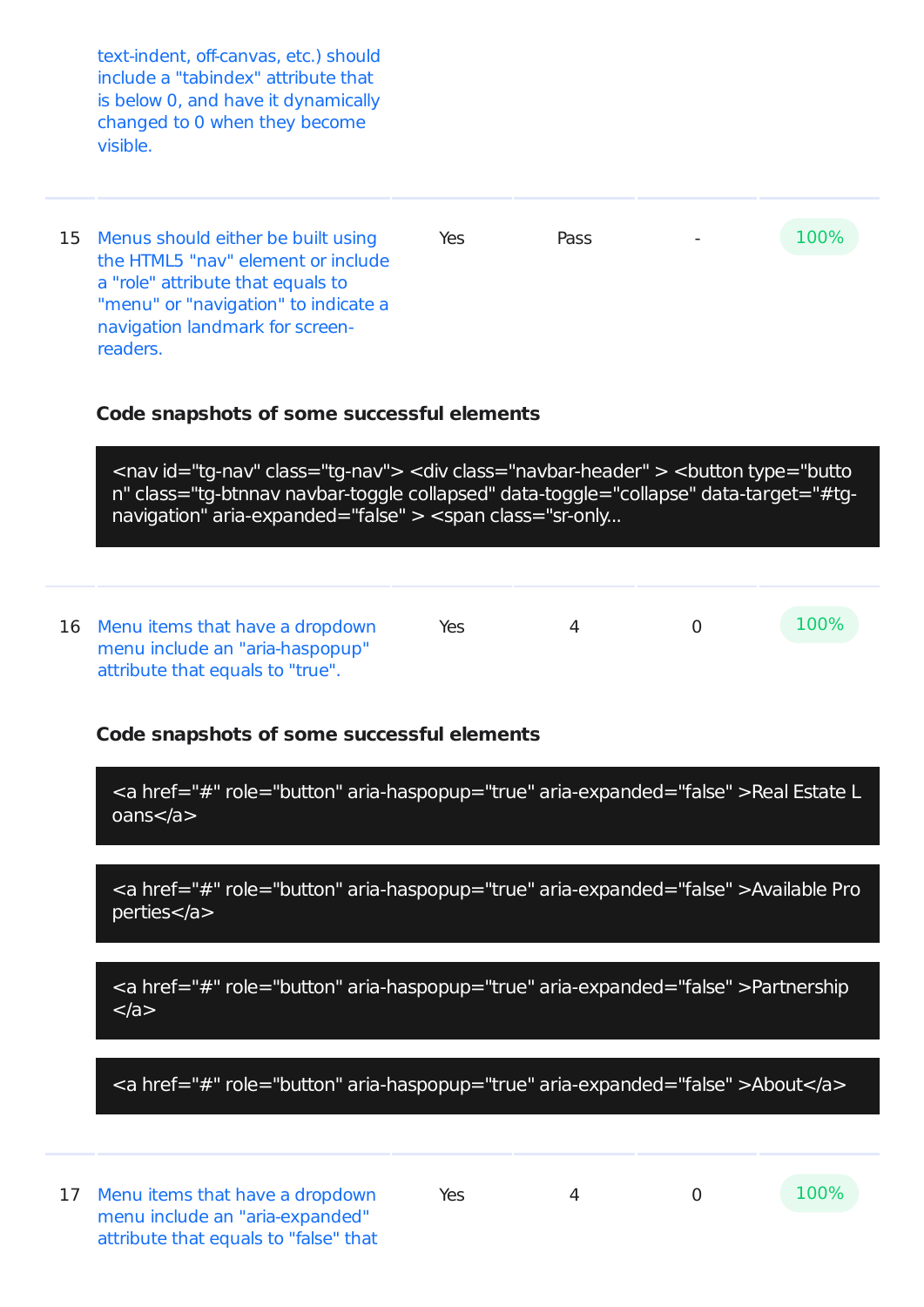|  | text-indent, off-canvas, etc.) should include a "tabindex" attribute that is below 0, and have it dynamically changed to 0 when they become visible. |  |  |  |  |
|---|---|---|---|---|---|
| 15 | Menus should either be built using the HTML5 "nav" element or include a "role" attribute that equals to "menu" or "navigation" to indicate a navigation landmark for screen-readers. | Yes | Pass | - | 100% |

**Code snapshots of some successful elements**

```
<nav id="tg-nav" class="tg-nav"> <div class="navbar-header" > <button type="button" class="tg-btnnav navbar-toggle collapsed" data-toggle="collapse" data-target="#tg-navigation" aria-expanded="false" > <span class="sr-only...
```

|  |  |  |  |  |  |
|---|---|---|---|---|---|
| 16 | Menu items that have a dropdown menu include an "aria-haspopup" attribute that equals to "true". | Yes | 4 | 0 | 100% |

**Code snapshots of some successful elements**

```
<a href="#" role="button" aria-haspopup="true" aria-expanded="false" >Real Estate Loans</a>
```

```
<a href="#" role="button" aria-haspopup="true" aria-expanded="false" >Available Properties</a>
```

```
<a href="#" role="button" aria-haspopup="true" aria-expanded="false" >Partnership</a>
```

```
<a href="#" role="button" aria-haspopup="true" aria-expanded="false" >About</a>
```

|  |  |  |  |  |  |
|---|---|---|---|---|---|
| 17 | Menu items that have a dropdown menu include an "aria-expanded" attribute that equals to "false" that | Yes | 4 | 0 | 100% |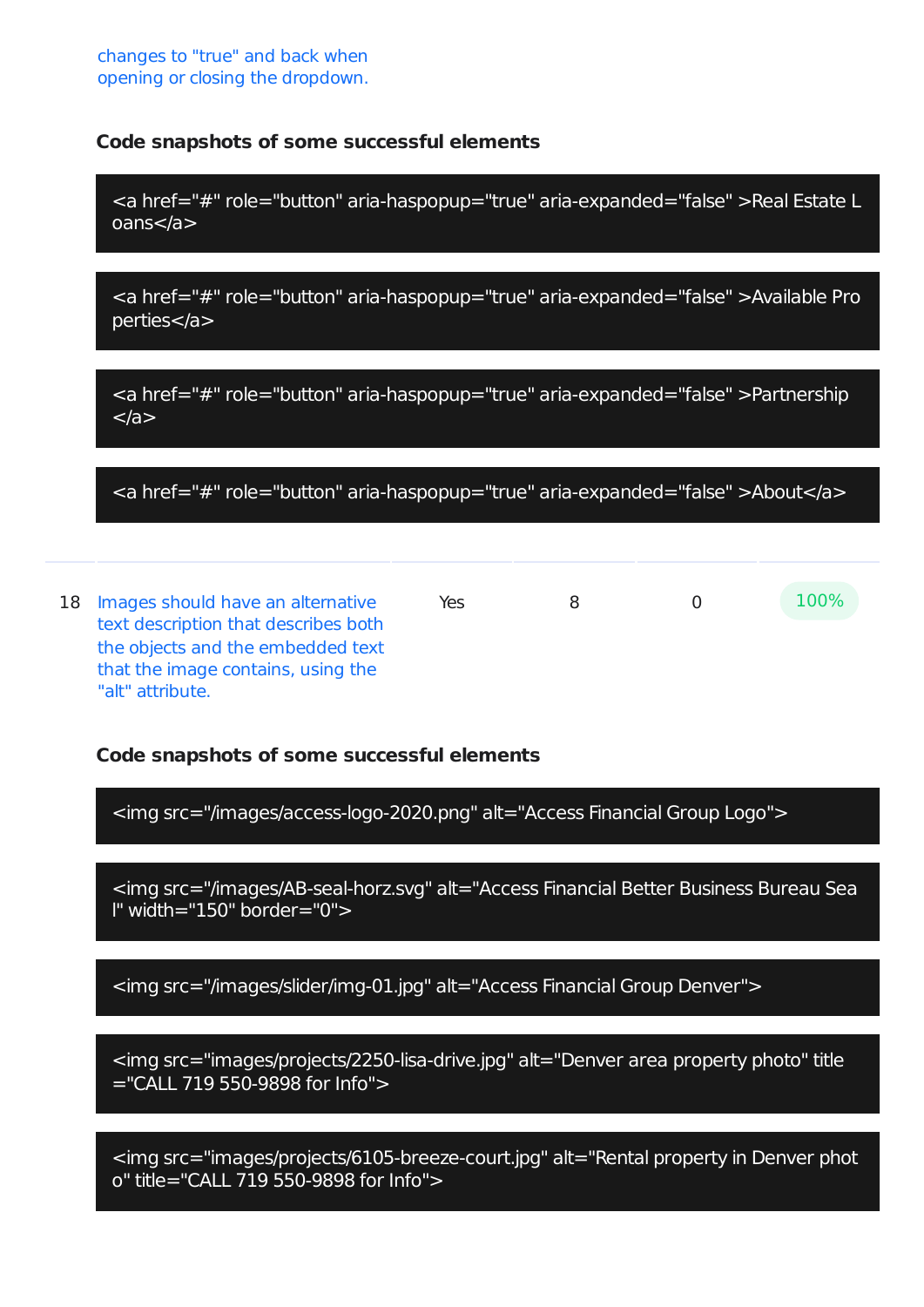changes to "true" and back when opening or closing the dropdown.

**Code snapshots of some successful elements**

```
<a href="#" role="button" aria-haspopup="true" aria-expanded="false" >Real Estate Loans</a>
```

```
<a href="#" role="button" aria-haspopup="true" aria-expanded="false" >Available Properties</a>
```

```
<a href="#" role="button" aria-haspopup="true" aria-expanded="false" >Partnership</a>
```

```
<a href="#" role="button" aria-haspopup="true" aria-expanded="false" >About</a>
```

| | | | | | |
|---|---|---|---|---|---|
| 18 | Images should have an alternative text description that describes both the objects and the embedded text that the image contains, using the "alt" attribute. | Yes | 8 | 0 | 100% |

**Code snapshots of some successful elements**

```
<img src="/images/access-logo-2020.png" alt="Access Financial Group Logo">
```

```
<img src="/images/AB-seal-horz.svg" alt="Access Financial Better Business Bureau Seal" width="150" border="0">
```

```
<img src="/images/slider/img-01.jpg" alt="Access Financial Group Denver">
```

```
<img src="images/projects/2250-lisa-drive.jpg" alt="Denver area property photo" title="CALL 719 550-9898 for Info">
```

```
<img src="images/projects/6105-breeze-court.jpg" alt="Rental property in Denver photo" title="CALL 719 550-9898 for Info">
```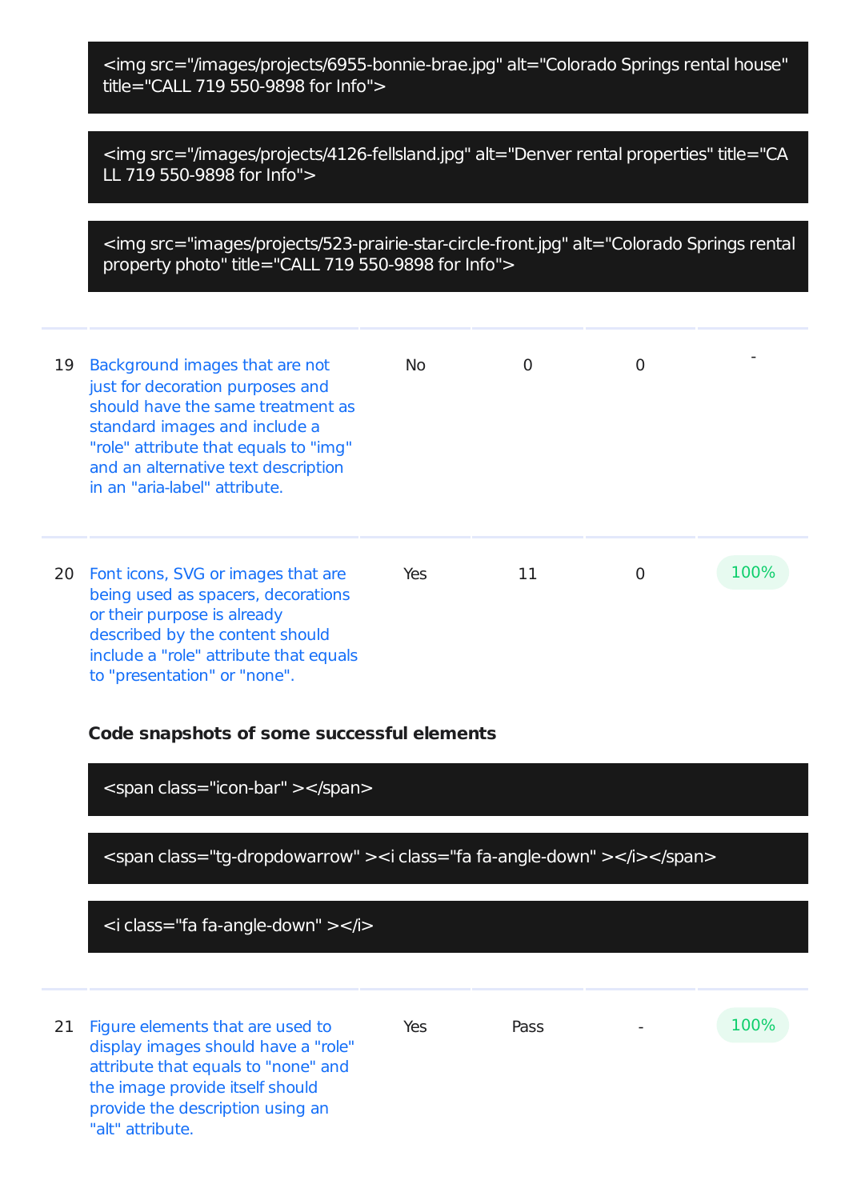```
<img src="/images/projects/6955-bonnie-brae.jpg" alt="Colorado Springs rental house" title="CALL 719 550-9898 for Info">
```

```
<img src="/images/projects/4126-fellsland.jpg" alt="Denver rental properties" title="CALL 719 550-9898 for Info">
```

```
<img src="images/projects/523-prairie-star-circle-front.jpg" alt="Colorado Springs rental property photo" title="CALL 719 550-9898 for Info">
```

| | | | | | |
|---|---|---|---|---|---|
| 19 | Background images that are not just for decoration purposes and should have the same treatment as standard images and include a "role" attribute that equals to "img" and an alternative text description in an "aria-label" attribute. | No | 0 | 0 | - |
| 20 | Font icons, SVG or images that are being used as spacers, decorations or their purpose is already described by the content should include a "role" attribute that equals to "presentation" or "none". | Yes | 11 | 0 | 100% |

**Code snapshots of some successful elements**

```
<span class="icon-bar" ></span>
```

```
<span class="tg-dropdowarrow" ><i class="fa fa-angle-down" ></i></span>
```

```
<i class="fa fa-angle-down" ></i>
```

| | | | | | |
|---|---|---|---|---|---|
| 21 | Figure elements that are used to display images should have a "role" attribute that equals to "none" and the image provide itself should provide the description using an "alt" attribute. | Yes | Pass | - | 100% |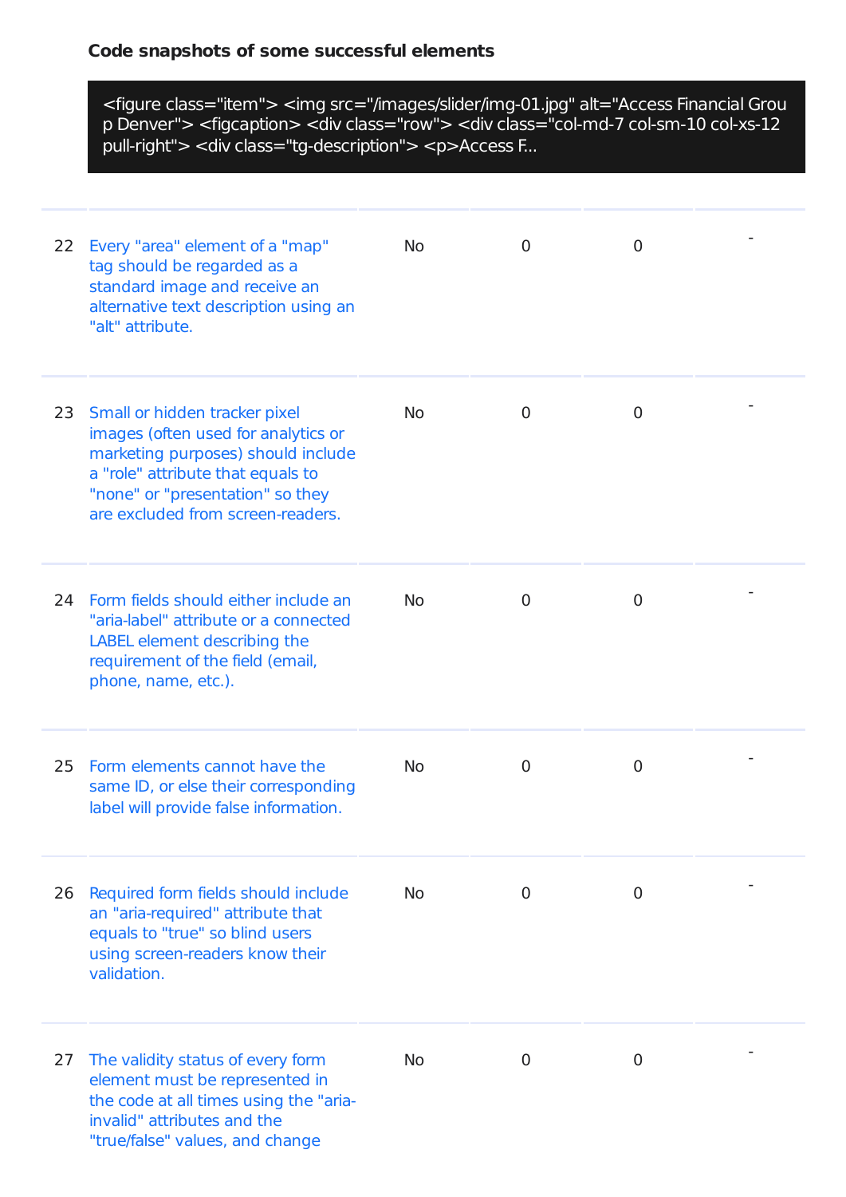**Code snapshots of some successful elements**

```
<figure class="item"> <img src="/images/slider/img-01.jpg" alt="Access Financial Grou
p Denver"> <figcaption> <div class="row"> <div class="col-md-7 col-sm-10 col-xs-12
pull-right"> <div class="tg-description"> <p>Access F...
```

| | | | | | |
|---|---|---|---|---|---|
| 22 | Every "area" element of a "map" tag should be regarded as a standard image and receive an alternative text description using an "alt" attribute. | No | 0 | 0 | - |
| 23 | Small or hidden tracker pixel images (often used for analytics or marketing purposes) should include a "role" attribute that equals to "none" or "presentation" so they are excluded from screen-readers. | No | 0 | 0 | - |
| 24 | Form fields should either include an "aria-label" attribute or a connected LABEL element describing the requirement of the field (email, phone, name, etc.). | No | 0 | 0 | - |
| 25 | Form elements cannot have the same ID, or else their corresponding label will provide false information. | No | 0 | 0 | - |
| 26 | Required form fields should include an "aria-required" attribute that equals to "true" so blind users using screen-readers know their validation. | No | 0 | 0 | - |
| 27 | The validity status of every form element must be represented in the code at all times using the "aria-invalid" attributes and the "true/false" values, and change | No | 0 | 0 | - |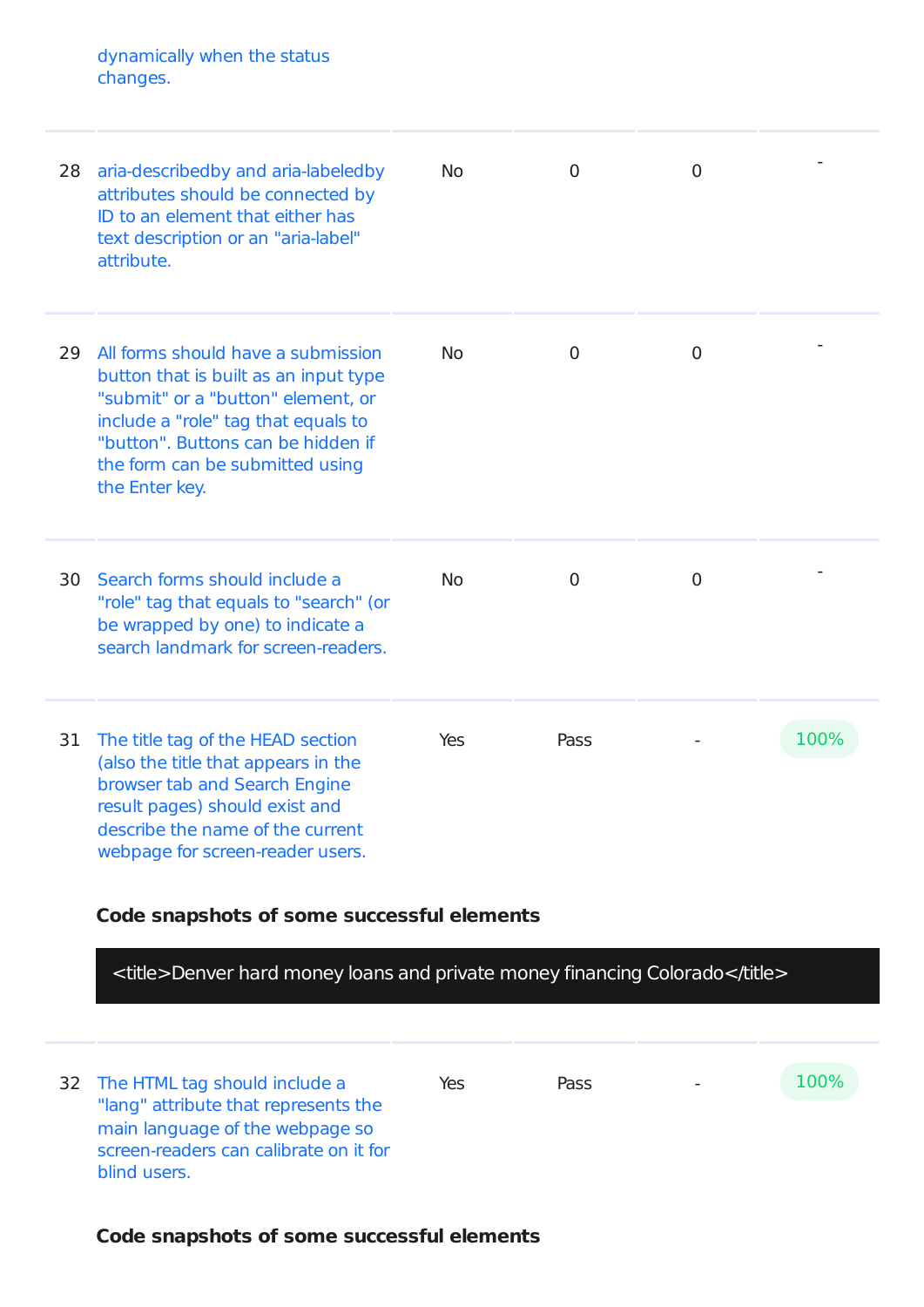| | | | | | |
|---|---|---|---|---|---|
| | dynamically when the status changes. | | | | |
| 28 | aria-describedby and aria-labeledby attributes should be connected by ID to an element that either has text description or an "aria-label" attribute. | No | 0 | 0 | - |
| 29 | All forms should have a submission button that is built as an input type "submit" or a "button" element, or include a "role" tag that equals to "button". Buttons can be hidden if the form can be submitted using the Enter key. | No | 0 | 0 | - |
| 30 | Search forms should include a "role" tag that equals to "search" (or be wrapped by one) to indicate a search landmark for screen-readers. | No | 0 | 0 | - |
| 31 | The title tag of the HEAD section (also the title that appears in the browser tab and Search Engine result pages) should exist and describe the name of the current webpage for screen-reader users. | Yes | Pass | - | 100% |

**Code snapshots of some successful elements**

```
<title>Denver hard money loans and private money financing Colorado</title>
```

| | | | | | |
|---|---|---|---|---|---|
| 32 | The HTML tag should include a "lang" attribute that represents the main language of the webpage so screen-readers can calibrate on it for blind users. | Yes | Pass | - | 100% |

**Code snapshots of some successful elements**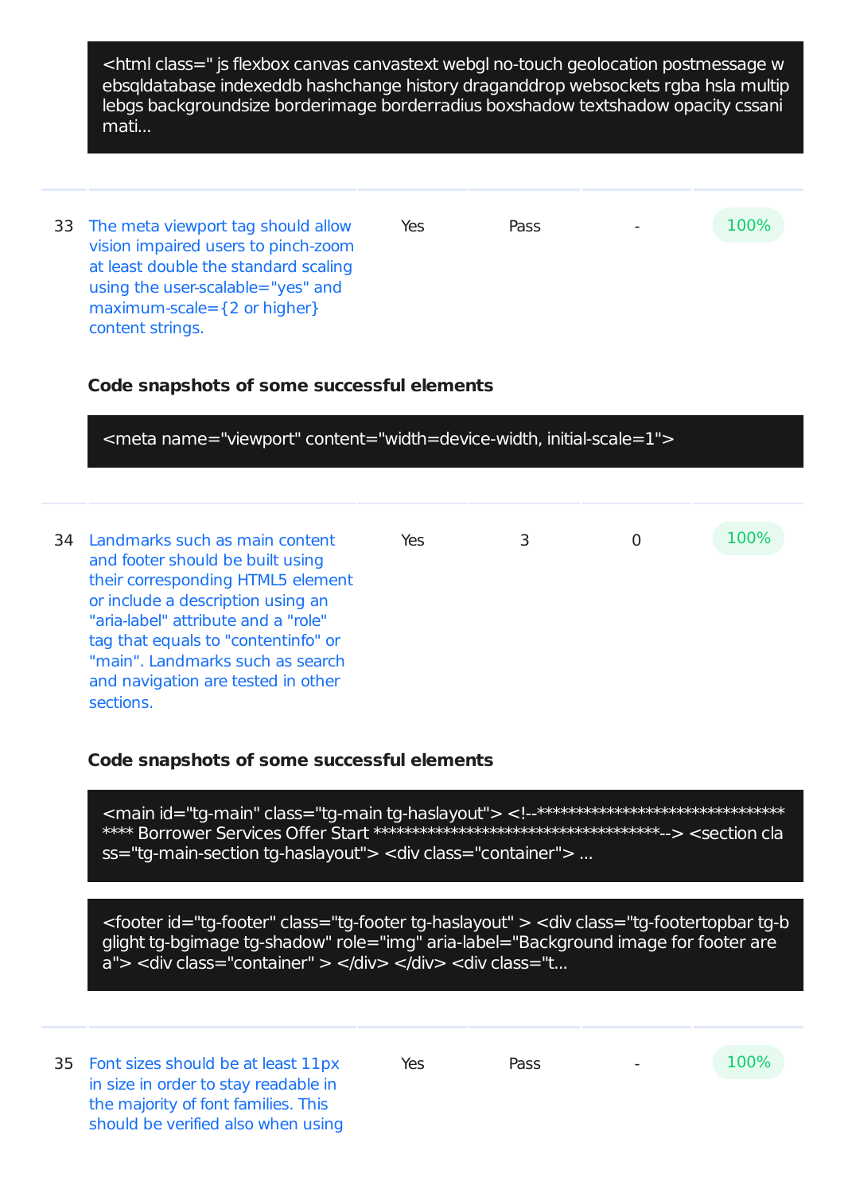```
<html class=" js flexbox canvas canvastext webgl no-touch geolocation postmessage websqldatabase indexeddb hashchange history draganddrop websockets rgba hsla multiplebgs backgroundsize borderimage borderradius boxshadow textshadow opacity cssanimati...
```

| | | | | | |
|---|---|---|---|---|---|
| 33 | The meta viewport tag should allow vision impaired users to pinch-zoom at least double the standard scaling using the user-scalable="yes" and maximum-scale={2 or higher} content strings. | Yes | Pass | - | 100% |

**Code snapshots of some successful elements**

```
<meta name="viewport" content="width=device-width, initial-scale=1">
```

| | | | | | |
|---|---|---|---|---|---|
| 34 | Landmarks such as main content and footer should be built using their corresponding HTML5 element or include a description using an "aria-label" attribute and a "role" tag that equals to "contentinfo" or "main". Landmarks such as search and navigation are tested in other sections. | Yes | 3 | 0 | 100% |

**Code snapshots of some successful elements**

```
<main id="tg-main" class="tg-main tg-haslayout"> <!--************************************ **** Borrower Services Offer Start ****************************************--> <section class="tg-main-section tg-haslayout"> <div class="container"> ...
```

```
<footer id="tg-footer" class="tg-footer tg-haslayout" > <div class="tg-footertopbar tg-bglight tg-bgimage tg-shadow" role="img" aria-label="Background image for footer area"> <div class="container" > </div> </div> <div class="t...
```

| | | | | | |
|---|---|---|---|---|---|
| 35 | Font sizes should be at least 11px in size in order to stay readable in the majority of font families. This should be verified also when using | Yes | Pass | - | 100% |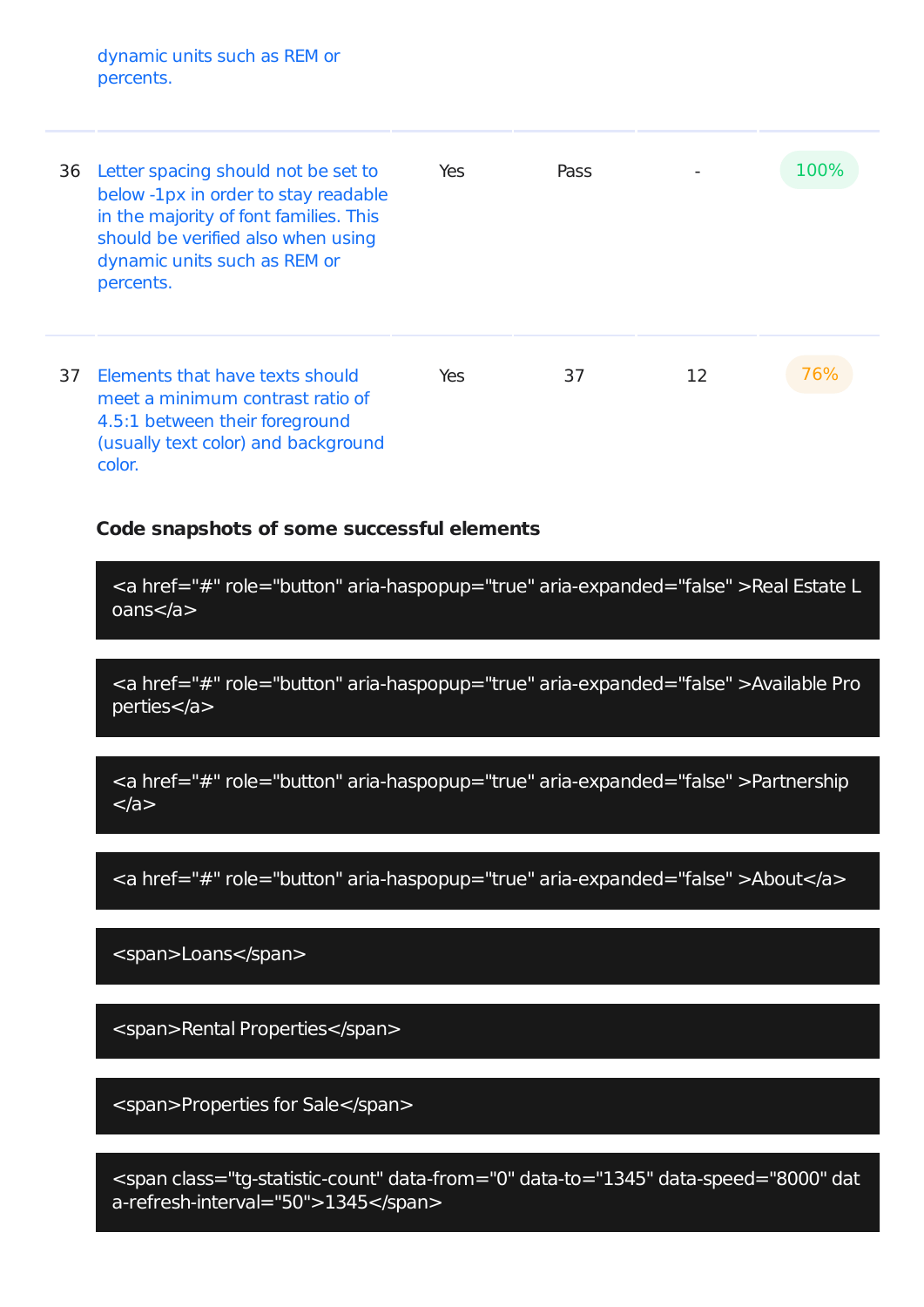| | dynamic units such as REM or percents. | | | | |
|---|---|---|---|---|---|
| 36 | Letter spacing should not be set to below -1px in order to stay readable in the majority of font families. This should be verified also when using dynamic units such as REM or percents. | Yes | Pass | - | 100% |
| 37 | Elements that have texts should meet a minimum contrast ratio of 4.5:1 between their foreground (usually text color) and background color. | Yes | 37 | 12 | 76% |

**Code snapshots of some successful elements**

```
<a href="#" role="button" aria-haspopup="true" aria-expanded="false" >Real Estate Loans</a>
```

```
<a href="#" role="button" aria-haspopup="true" aria-expanded="false" >Available Properties</a>
```

```
<a href="#" role="button" aria-haspopup="true" aria-expanded="false" >Partnership</a>
```

```
<a href="#" role="button" aria-haspopup="true" aria-expanded="false" >About</a>
```

```
<span>Loans</span>
```

```
<span>Rental Properties</span>
```

```
<span>Properties for Sale</span>
```

```
<span class="tg-statistic-count" data-from="0" data-to="1345" data-speed="8000" data-refresh-interval="50">1345</span>
```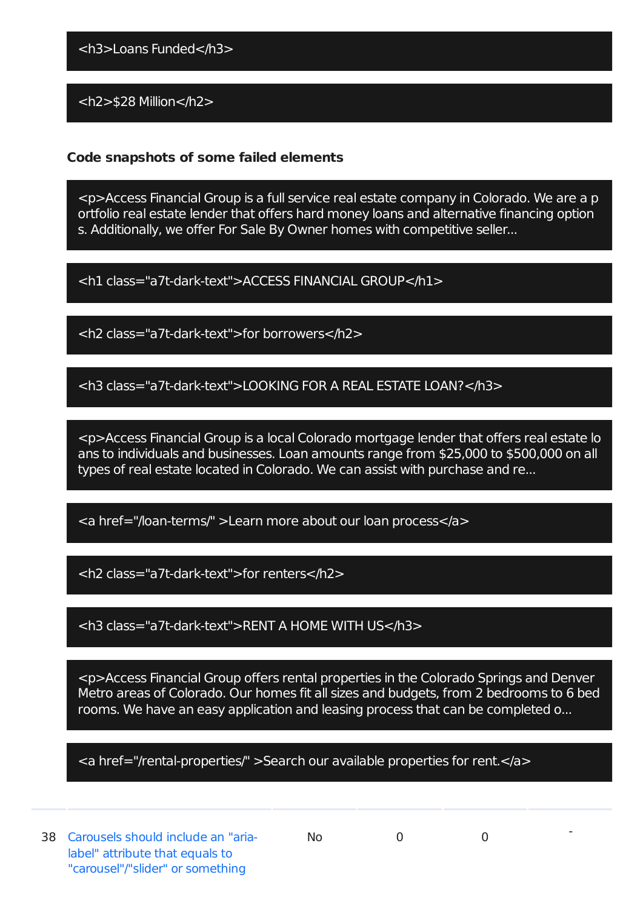```
<h3>Loans Funded</h3>
```

```
<h2>$28 Million</h2>
```

**Code snapshots of some failed elements**

```
<p>Access Financial Group is a full service real estate company in Colorado. We are a p
ortfolio real estate lender that offers hard money loans and alternative financing option
s. Additionally, we offer For Sale By Owner homes with competitive seller...
```

```
<h1 class="a7t-dark-text">ACCESS FINANCIAL GROUP</h1>
```

```
<h2 class="a7t-dark-text">for borrowers</h2>
```

```
<h3 class="a7t-dark-text">LOOKING FOR A REAL ESTATE LOAN?</h3>
```

```
<p>Access Financial Group is a local Colorado mortgage lender that offers real estate lo
ans to individuals and businesses. Loan amounts range from $25,000 to $500,000 on all
types of real estate located in Colorado. We can assist with purchase and re...
```

```
<a href="/loan-terms/" >Learn more about our loan process</a>
```

```
<h2 class="a7t-dark-text">for renters</h2>
```

```
<h3 class="a7t-dark-text">RENT A HOME WITH US</h3>
```

```
<p>Access Financial Group offers rental properties in the Colorado Springs and Denver
Metro areas of Colorado. Our homes fit all sizes and budgets, from 2 bedrooms to 6 bed
rooms. We have an easy application and leasing process that can be completed o...
```

```
<a href="/rental-properties/" >Search our available properties for rent.</a>
```

| | | | | | |
|---|---|---|---|---|---|
| 38 | Carousels should include an "aria-label" attribute that equals to "carousel"/"slider" or something | No | 0 | 0 | - |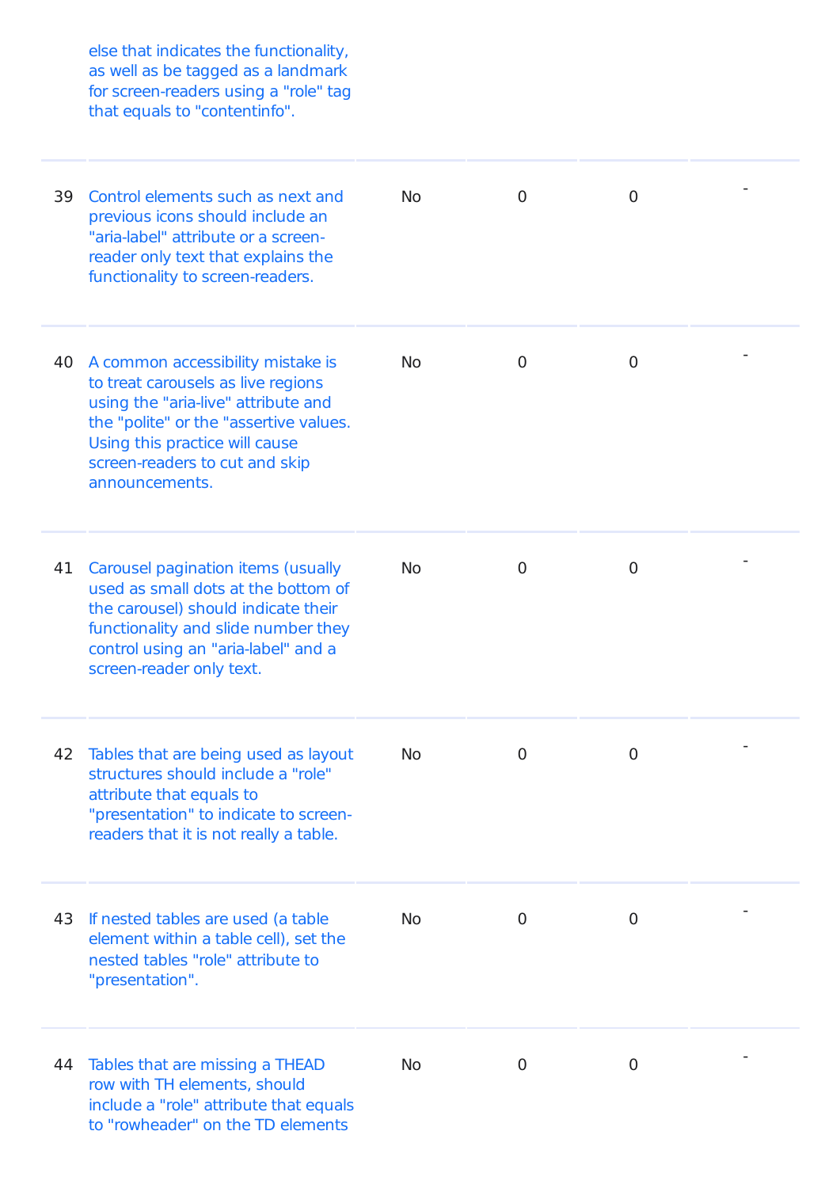| | | | | | |
|---|---|---|---|---|---|
| | else that indicates the functionality, as well as be tagged as a landmark for screen-readers using a "role" tag that equals to "contentinfo". | | | | |
| 39 | Control elements such as next and previous icons should include an "aria-label" attribute or a screen-reader only text that explains the functionality to screen-readers. | No | 0 | 0 | - |
| 40 | A common accessibility mistake is to treat carousels as live regions using the "aria-live" attribute and the "polite" or the "assertive values. Using this practice will cause screen-readers to cut and skip announcements. | No | 0 | 0 | - |
| 41 | Carousel pagination items (usually used as small dots at the bottom of the carousel) should indicate their functionality and slide number they control using an "aria-label" and a screen-reader only text. | No | 0 | 0 | - |
| 42 | Tables that are being used as layout structures should include a "role" attribute that equals to "presentation" to indicate to screen-readers that it is not really a table. | No | 0 | 0 | - |
| 43 | If nested tables are used (a table element within a table cell), set the nested tables "role" attribute to "presentation". | No | 0 | 0 | - |
| 44 | Tables that are missing a THEAD row with TH elements, should include a "role" attribute that equals to "rowheader" on the TD elements | No | 0 | 0 | - |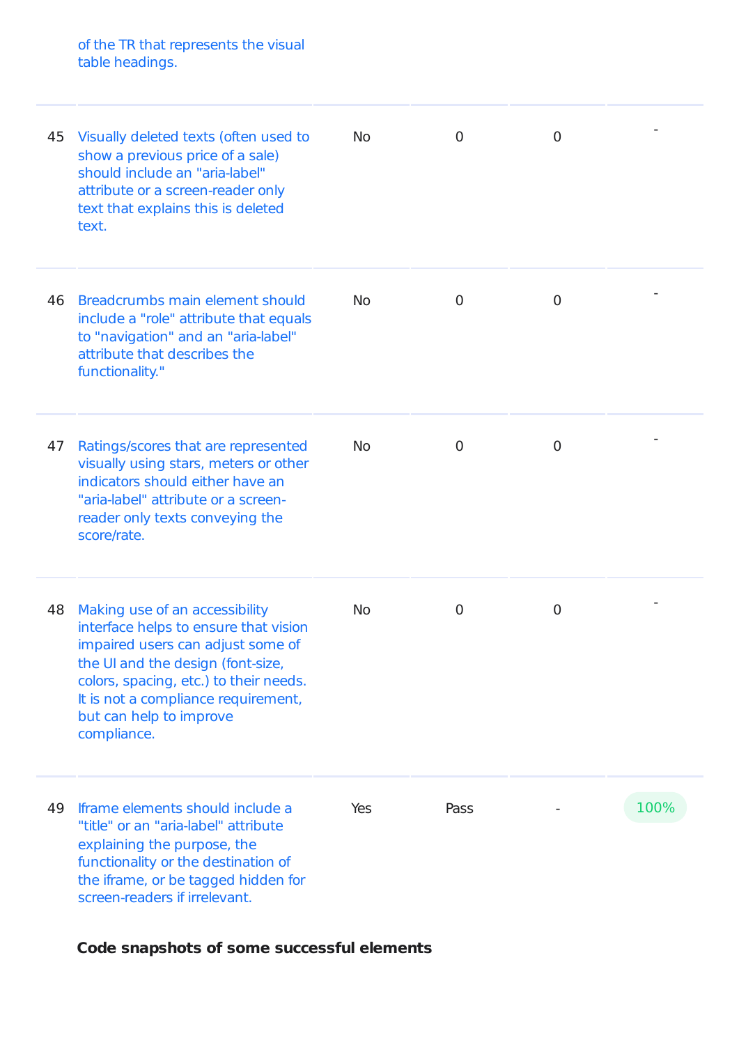| | | | | | |
|---|---|---|---|---|---|
| | of the TR that represents the visual table headings. | | | | |
| 45 | Visually deleted texts (often used to show a previous price of a sale) should include an "aria-label" attribute or a screen-reader only text that explains this is deleted text. | No | 0 | 0 | - |
| 46 | Breadcrumbs main element should include a "role" attribute that equals to "navigation" and an "aria-label" attribute that describes the functionality." | No | 0 | 0 | - |
| 47 | Ratings/scores that are represented visually using stars, meters or other indicators should either have an "aria-label" attribute or a screen-reader only texts conveying the score/rate. | No | 0 | 0 | - |
| 48 | Making use of an accessibility interface helps to ensure that vision impaired users can adjust some of the UI and the design (font-size, colors, spacing, etc.) to their needs. It is not a compliance requirement, but can help to improve compliance. | No | 0 | 0 | - |
| 49 | Iframe elements should include a "title" or an "aria-label" attribute explaining the purpose, the functionality or the destination of the iframe, or be tagged hidden for screen-readers if irrelevant. | Yes | Pass | - | 100% |

**Code snapshots of some successful elements**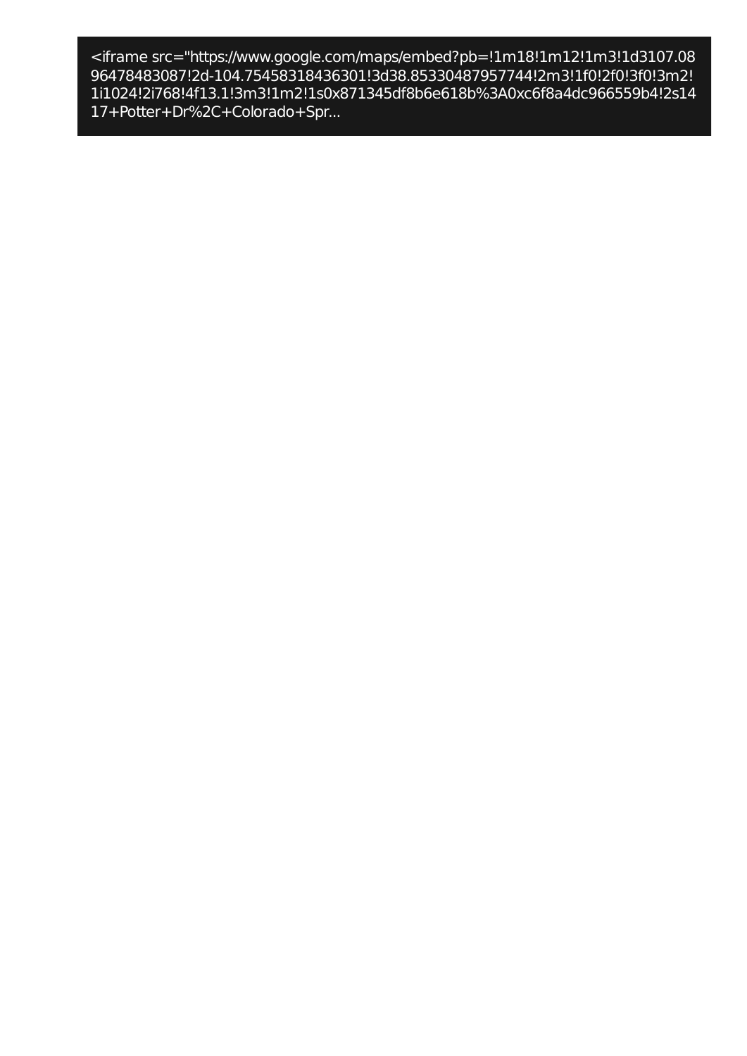```
<iframe src="https://www.google.com/maps/embed?pb=!1m18!1m12!1m3!1d3107.0896478483087!2d-104.75458318436301!3d38.85330487957744!2m3!1f0!2f0!3f0!3m2!1i1024!2i768!4f13.1!3m3!1m2!1s0x871345df8b6e618b%3A0xc6f8a4dc966559b4!2s1417+Potter+Dr%2C+Colorado+Spr...
```